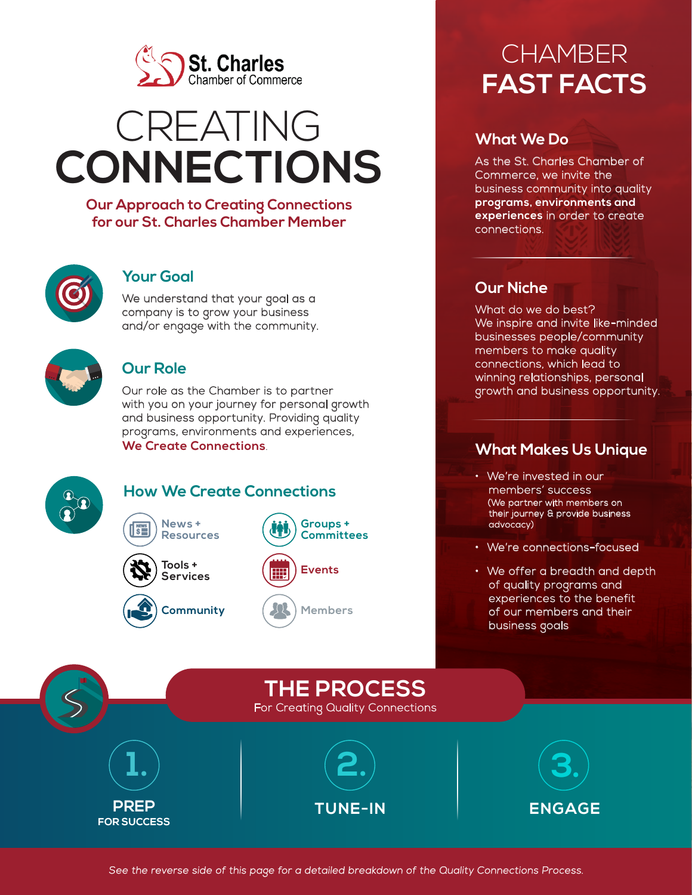St. Charles Chamber of Commerce

# CREATING CONNECTIONS

**Our Approach to Creating Connections for our St. Charles Chamber Member**

## Your Goal

We understand that your goal as a company is to grow your business and/or engage with the community.

## Our Role

Our role as the Chamber is to partner with you on your journey for personal growth and business opportunity. Providing quality programs, environments and experiences, **We Create Connections**.

## How We Create Connections

- News + Resources
- Groups + Committees
- Tools + Services
- Events
- Community
- Members

# CHAMBER FAST FACTS

## What We Do

As the St. Charles Chamber of Commerce, we invite the business community into quality **programs, environments and experiences** in order to create connections.

## Our Niche

What do we do best?
We inspire and invite like-minded businesses people/community members to make quality connections, which lead to winning relationships, personal growth and business opportunity.

## What Makes Us Unique

- We're invested in our members' success (We partner with members on their journey & provide business advocacy)
- We're connections-focused
- We offer a breadth and depth of quality programs and experiences to the benefit of our members and their business goals

# THE PROCESS

For Creating Quality Connections

1. **PREP FOR SUCCESS**
2. **TUNE-IN**
3. **ENGAGE**

*See the reverse side of this page for a detailed breakdown of the Quality Connections Process.*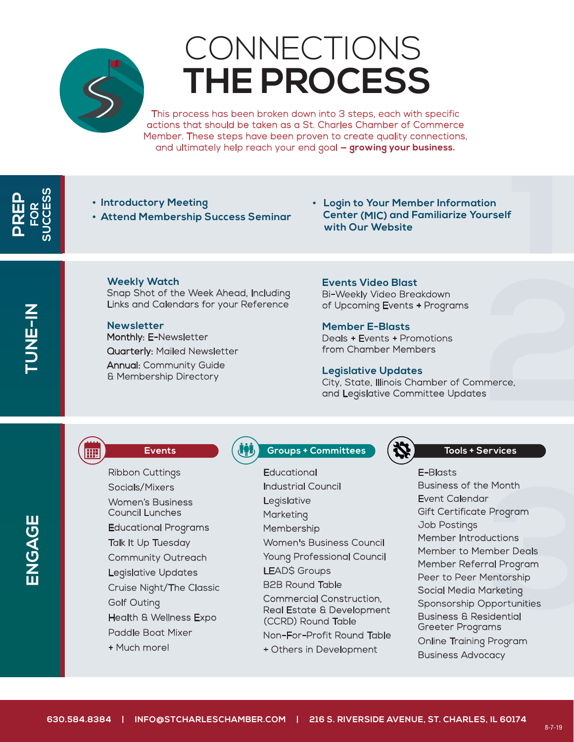# CONNECTIONS
# THE PROCESS

This process has been broken down into 3 steps, each with specific actions that should be taken as a St. Charles Chamber of Commerce Member. These steps have been proven to create quality connections, and ultimately help reach your end goal – **growing your business.**

## PREP FOR SUCCESS

- **Introductory Meeting**
- **Attend Membership Success Seminar**
- **Login to Your Member Information Center (MIC) and Familiarize Yourself with Our Website**

## TUNE-IN

**Weekly Watch**
Snap Shot of the Week Ahead, Including Links and Calendars for your Reference

**Newsletter**
Monthly: E-Newsletter
Quarterly: Mailed Newsletter
Annual: Community Guide & Membership Directory

**Events Video Blast**
Bi-Weekly Video Breakdown of Upcoming Events + Programs

**Member E-Blasts**
Deals + Events + Promotions from Chamber Members

**Legislative Updates**
City, State, Illinois Chamber of Commerce, and Legislative Committee Updates

## ENGAGE

### Events

- Ribbon Cuttings
- Socials/Mixers
- Women's Business Council Lunches
- Educational Programs
- Talk It Up Tuesday
- Community Outreach
- Legislative Updates
- Cruise Night/The Classic
- Golf Outing
- Health & Wellness Expo
- Paddle Boat Mixer
- + Much more!

### Groups + Committees

- Educational
- Industrial Council
- Legislative
- Marketing
- Membership
- Women's Business Council
- Young Professional Council
- LEAD$ Groups
- B2B Round Table
- Commercial Construction, Real Estate & Development (CCRD) Round Table
- Non-For-Profit Round Table
- + Others in Development

### Tools + Services

- E-Blasts
- Business of the Month
- Event Calendar
- Gift Certificate Program
- Job Postings
- Member Introductions
- Member to Member Deals
- Member Referral Program
- Peer to Peer Mentorship
- Social Media Marketing
- Sponsorship Opportunities
- Business & Residential Greeter Programs
- Online Training Program
- Business Advocacy

630.584.8384 | INFO@STCHARLESCHAMBER.COM | 216 S. RIVERSIDE AVENUE, ST. CHARLES, IL 60174

8-7-19